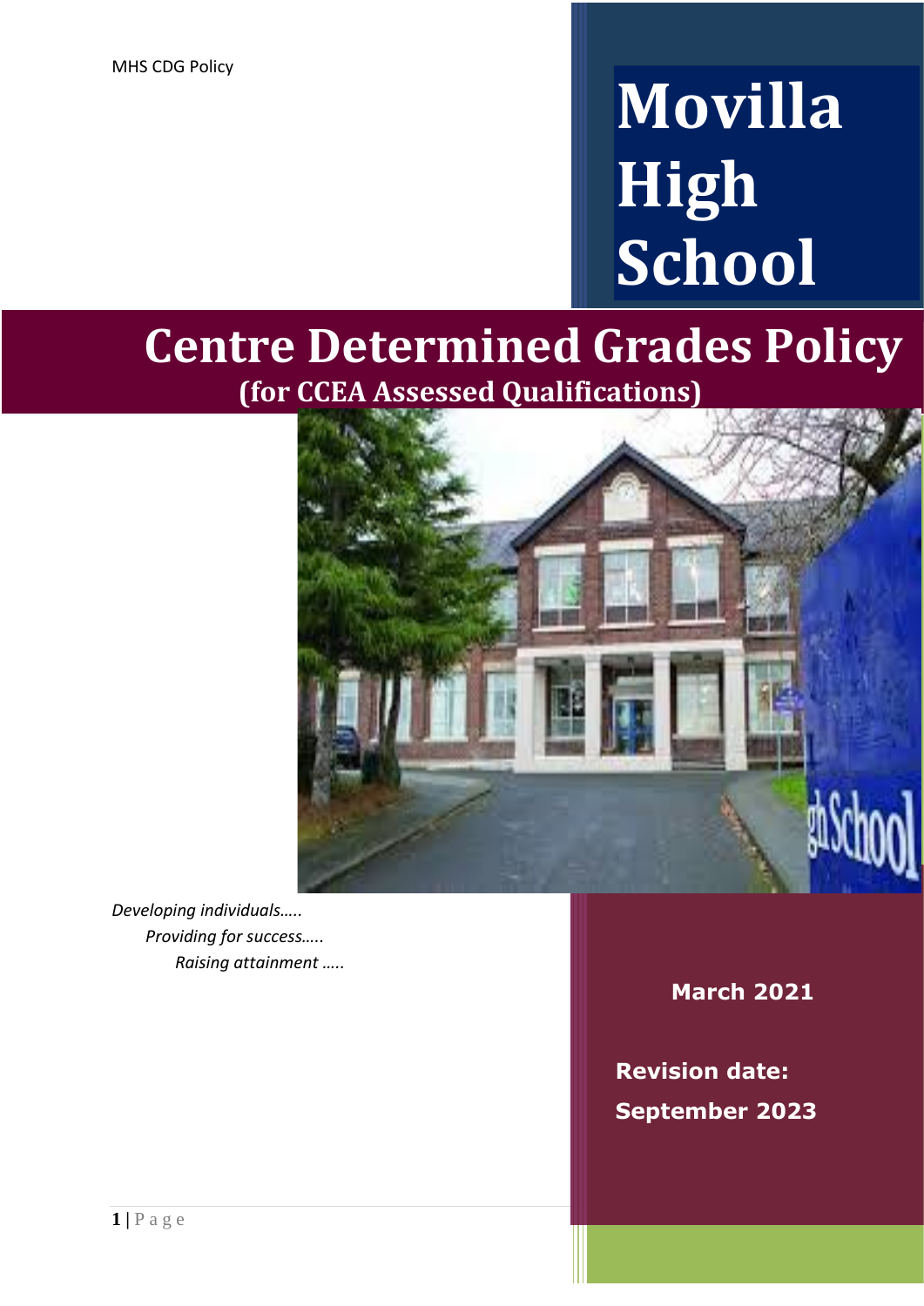# Movilla High School

# Centre Determined Grades Policy

## (for CCEA Assessed Qualifications)

*Developing individuals…..*
*Providing for success…..*
*Raising attainment …..*

**March 2021**

**Revision date:**
**September 2023**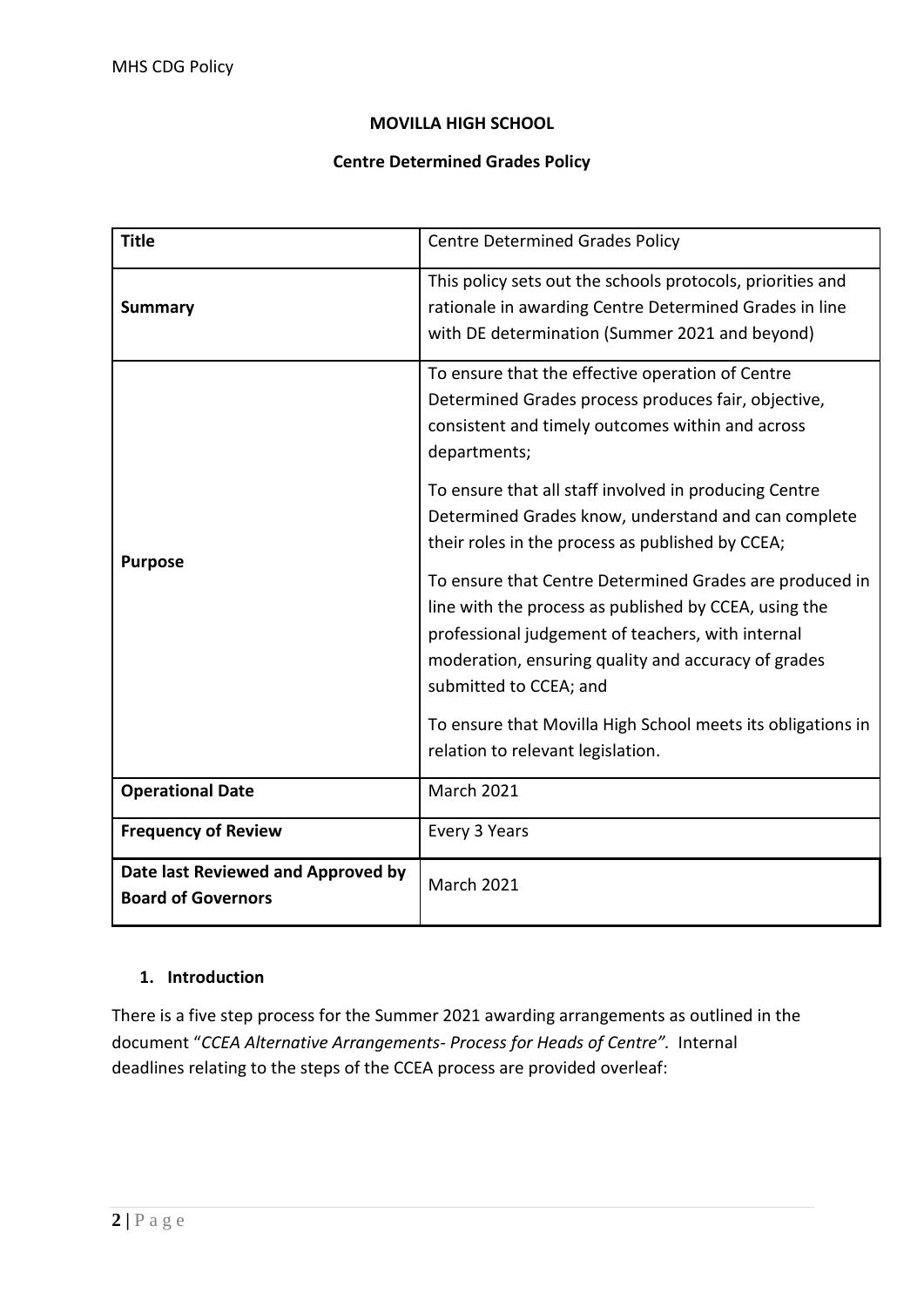**MOVILLA HIGH SCHOOL**

**Centre Determined Grades Policy**

| **Title** | Centre Determined Grades Policy |
|---|---|
| **Summary** | This policy sets out the schools protocols, priorities and rationale in awarding Centre Determined Grades in line with DE determination (Summer 2021 and beyond) |
| **Purpose** | To ensure that the effective operation of Centre Determined Grades process produces fair, objective, consistent and timely outcomes within and across departments;<br><br>To ensure that all staff involved in producing Centre Determined Grades know, understand and can complete their roles in the process as published by CCEA;<br><br>To ensure that Centre Determined Grades are produced in line with the process as published by CCEA, using the professional judgement of teachers, with internal moderation, ensuring quality and accuracy of grades submitted to CCEA; and<br><br>To ensure that Movilla High School meets its obligations in relation to relevant legislation. |
| **Operational Date** | March 2021 |
| **Frequency of Review** | Every 3 Years |
| **Date last Reviewed and Approved by Board of Governors** | March 2021 |

## 1. Introduction

There is a five step process for the Summer 2021 awarding arrangements as outlined in the document "*CCEA Alternative Arrangements- Process for Heads of Centre".* Internal deadlines relating to the steps of the CCEA process are provided overleaf: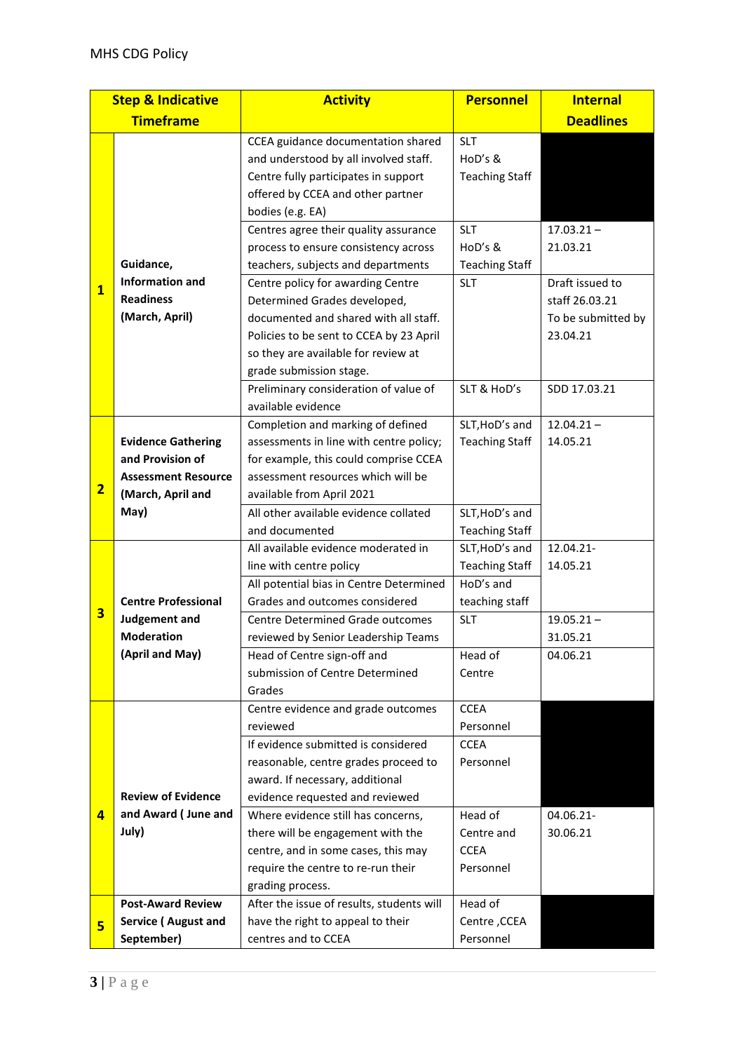| Step & Indicative Timeframe | | Activity | Personnel | Internal Deadlines |
|---|---|---|---|---|
| **1** | **Guidance, Information and Readiness (March, April)** | CCEA guidance documentation shared and understood by all involved staff. Centre fully participates in support offered by CCEA and other partner bodies (e.g. EA) | SLT HoD's & Teaching Staff | |
| | | Centres agree their quality assurance process to ensure consistency across teachers, subjects and departments | SLT HoD's & Teaching Staff | 17.03.21 – 21.03.21 |
| | | Centre policy for awarding Centre Determined Grades developed, documented and shared with all staff. Policies to be sent to CCEA by 23 April so they are available for review at grade submission stage. | SLT | Draft issued to staff 26.03.21 To be submitted by 23.04.21 |
| | | Preliminary consideration of value of available evidence | SLT & HoD's | SDD 17.03.21 |
| **2** | **Evidence Gathering and Provision of Assessment Resource (March, April and May)** | Completion and marking of defined assessments in line with centre policy; for example, this could comprise CCEA assessment resources which will be available from April 2021 | SLT,HoD's and Teaching Staff | 12.04.21 – 14.05.21 |
| | | All other available evidence collated and documented | SLT,HoD's and Teaching Staff | |
| **3** | **Centre Professional Judgement and Moderation (April and May)** | All available evidence moderated in line with centre policy | SLT,HoD's and Teaching Staff | 12.04.21- 14.05.21 |
| | | All potential bias in Centre Determined Grades and outcomes considered | HoD's and teaching staff | |
| | | Centre Determined Grade outcomes reviewed by Senior Leadership Teams | SLT | 19.05.21 – 31.05.21 |
| | | Head of Centre sign-off and submission of Centre Determined Grades | Head of Centre | 04.06.21 |
| **4** | **Review of Evidence and Award ( June and July)** | Centre evidence and grade outcomes reviewed | CCEA Personnel | |
| | | If evidence submitted is considered reasonable, centre grades proceed to award. If necessary, additional evidence requested and reviewed | CCEA Personnel | |
| | | Where evidence still has concerns, there will be engagement with the centre, and in some cases, this may require the centre to re-run their grading process. | Head of Centre and CCEA Personnel | 04.06.21- 30.06.21 |
| **5** | **Post-Award Review Service ( August and September)** | After the issue of results, students will have the right to appeal to their centres and to CCEA | Head of Centre ,CCEA Personnel | |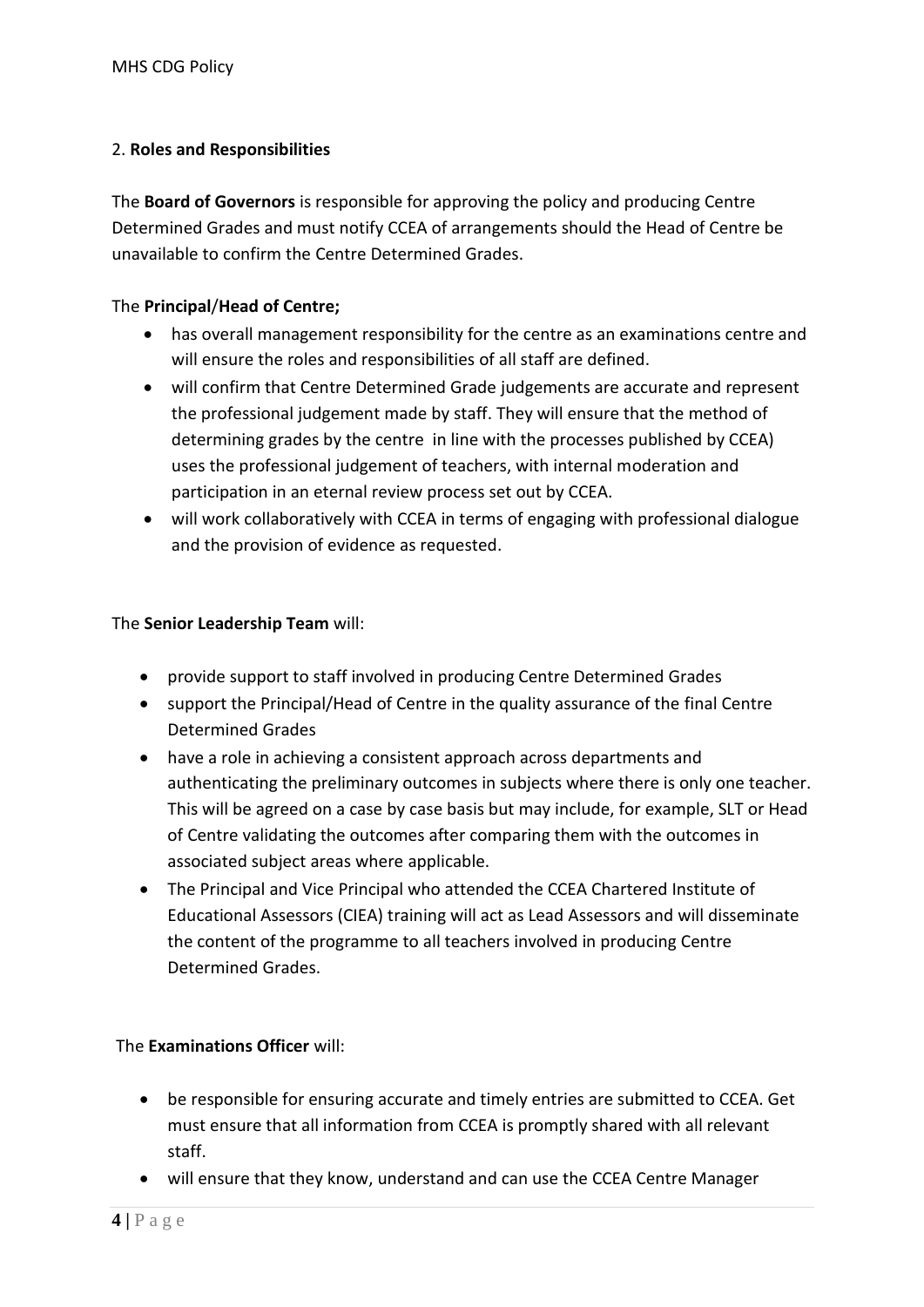2. **Roles and Responsibilities**

The **Board of Governors** is responsible for approving the policy and producing Centre Determined Grades and must notify CCEA of arrangements should the Head of Centre be unavailable to confirm the Centre Determined Grades.

The **Principal**/**Head of Centre;**

- has overall management responsibility for the centre as an examinations centre and will ensure the roles and responsibilities of all staff are defined.
- will confirm that Centre Determined Grade judgements are accurate and represent the professional judgement made by staff. They will ensure that the method of determining grades by the centre in line with the processes published by CCEA) uses the professional judgement of teachers, with internal moderation and participation in an eternal review process set out by CCEA.
- will work collaboratively with CCEA in terms of engaging with professional dialogue and the provision of evidence as requested.

The **Senior Leadership Team** will:

- provide support to staff involved in producing Centre Determined Grades
- support the Principal/Head of Centre in the quality assurance of the final Centre Determined Grades
- have a role in achieving a consistent approach across departments and authenticating the preliminary outcomes in subjects where there is only one teacher. This will be agreed on a case by case basis but may include, for example, SLT or Head of Centre validating the outcomes after comparing them with the outcomes in associated subject areas where applicable.
- The Principal and Vice Principal who attended the CCEA Chartered Institute of Educational Assessors (CIEA) training will act as Lead Assessors and will disseminate the content of the programme to all teachers involved in producing Centre Determined Grades.

The **Examinations Officer** will:

- be responsible for ensuring accurate and timely entries are submitted to CCEA. Get must ensure that all information from CCEA is promptly shared with all relevant staff.
- will ensure that they know, understand and can use the CCEA Centre Manager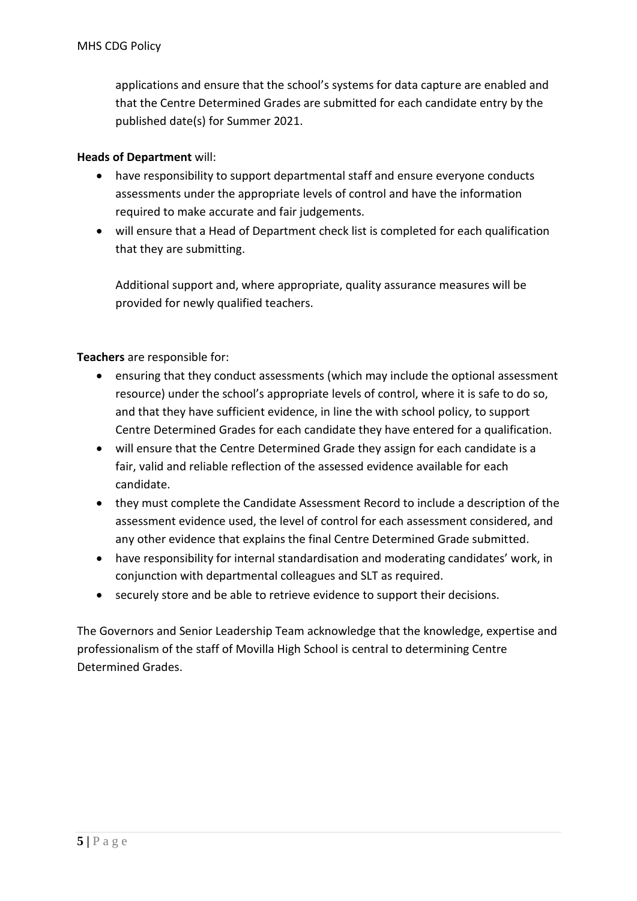applications and ensure that the school's systems for data capture are enabled and that the Centre Determined Grades are submitted for each candidate entry by the published date(s) for Summer 2021.

**Heads of Department** will:

- have responsibility to support departmental staff and ensure everyone conducts assessments under the appropriate levels of control and have the information required to make accurate and fair judgements.
- will ensure that a Head of Department check list is completed for each qualification that they are submitting.

  Additional support and, where appropriate, quality assurance measures will be provided for newly qualified teachers.

**Teachers** are responsible for:

- ensuring that they conduct assessments (which may include the optional assessment resource) under the school's appropriate levels of control, where it is safe to do so, and that they have sufficient evidence, in line the with school policy, to support Centre Determined Grades for each candidate they have entered for a qualification.
- will ensure that the Centre Determined Grade they assign for each candidate is a fair, valid and reliable reflection of the assessed evidence available for each candidate.
- they must complete the Candidate Assessment Record to include a description of the assessment evidence used, the level of control for each assessment considered, and any other evidence that explains the final Centre Determined Grade submitted.
- have responsibility for internal standardisation and moderating candidates' work, in conjunction with departmental colleagues and SLT as required.
- securely store and be able to retrieve evidence to support their decisions.

The Governors and Senior Leadership Team acknowledge that the knowledge, expertise and professionalism of the staff of Movilla High School is central to determining Centre Determined Grades.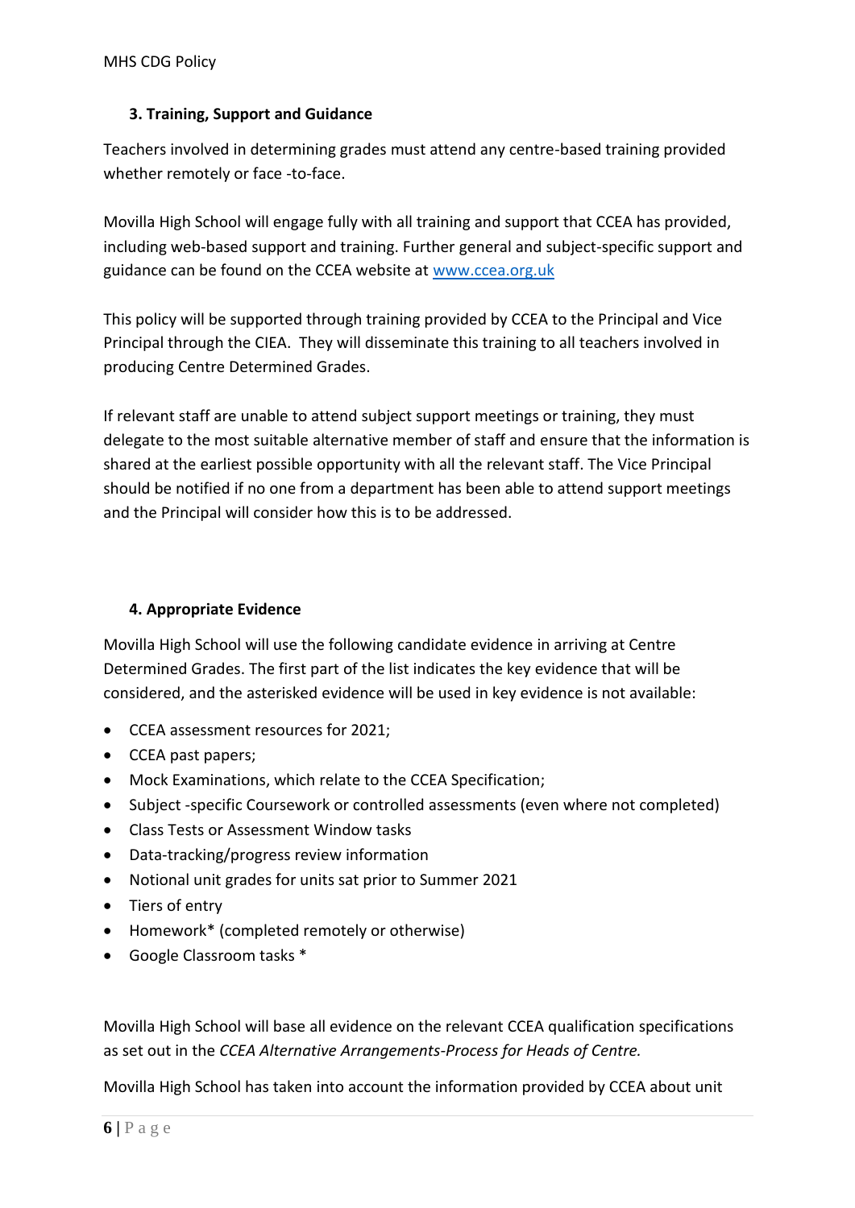### 3. Training, Support and Guidance

Teachers involved in determining grades must attend any centre-based training provided whether remotely or face -to-face.

Movilla High School will engage fully with all training and support that CCEA has provided, including web-based support and training. Further general and subject-specific support and guidance can be found on the CCEA website at [www.ccea.org.uk](http://www.ccea.org.uk)

This policy will be supported through training provided by CCEA to the Principal and Vice Principal through the CIEA. They will disseminate this training to all teachers involved in producing Centre Determined Grades.

If relevant staff are unable to attend subject support meetings or training, they must delegate to the most suitable alternative member of staff and ensure that the information is shared at the earliest possible opportunity with all the relevant staff. The Vice Principal should be notified if no one from a department has been able to attend support meetings and the Principal will consider how this is to be addressed.

### 4. Appropriate Evidence

Movilla High School will use the following candidate evidence in arriving at Centre Determined Grades. The first part of the list indicates the key evidence that will be considered, and the asterisked evidence will be used in key evidence is not available:

- CCEA assessment resources for 2021;
- CCEA past papers;
- Mock Examinations, which relate to the CCEA Specification;
- Subject -specific Coursework or controlled assessments (even where not completed)
- Class Tests or Assessment Window tasks
- Data-tracking/progress review information
- Notional unit grades for units sat prior to Summer 2021
- Tiers of entry
- Homework* (completed remotely or otherwise)
- Google Classroom tasks *

Movilla High School will base all evidence on the relevant CCEA qualification specifications as set out in the *CCEA Alternative Arrangements-Process for Heads of Centre.*

Movilla High School has taken into account the information provided by CCEA about unit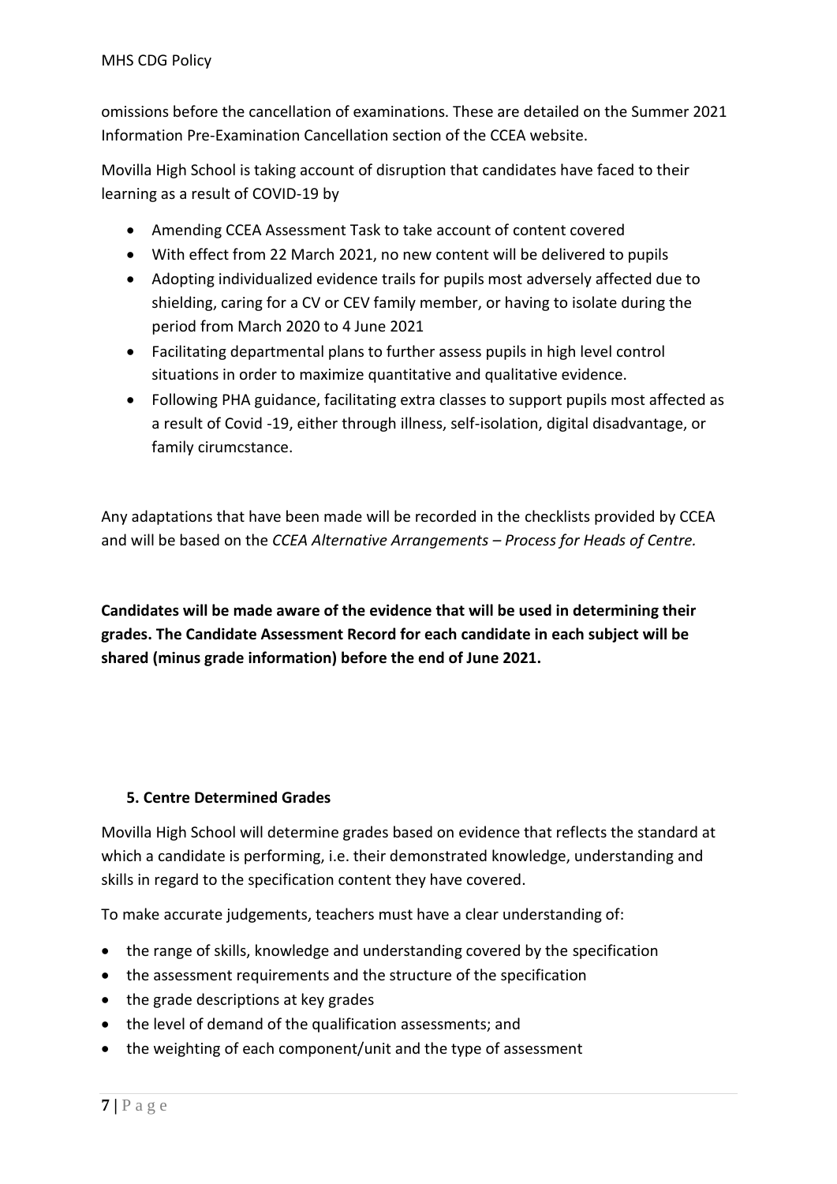omissions before the cancellation of examinations. These are detailed on the Summer 2021 Information Pre-Examination Cancellation section of the CCEA website.

Movilla High School is taking account of disruption that candidates have faced to their learning as a result of COVID-19 by

- Amending CCEA Assessment Task to take account of content covered
- With effect from 22 March 2021, no new content will be delivered to pupils
- Adopting individualized evidence trails for pupils most adversely affected due to shielding, caring for a CV or CEV family member, or having to isolate during the period from March 2020 to 4 June 2021
- Facilitating departmental plans to further assess pupils in high level control situations in order to maximize quantitative and qualitative evidence.
- Following PHA guidance, facilitating extra classes to support pupils most affected as a result of Covid -19, either through illness, self-isolation, digital disadvantage, or family cirumcstance.

Any adaptations that have been made will be recorded in the checklists provided by CCEA and will be based on the *CCEA Alternative Arrangements – Process for Heads of Centre.*

**Candidates will be made aware of the evidence that will be used in determining their grades. The Candidate Assessment Record for each candidate in each subject will be shared (minus grade information) before the end of June 2021.**

## 5. Centre Determined Grades

Movilla High School will determine grades based on evidence that reflects the standard at which a candidate is performing, i.e. their demonstrated knowledge, understanding and skills in regard to the specification content they have covered.

To make accurate judgements, teachers must have a clear understanding of:

- the range of skills, knowledge and understanding covered by the specification
- the assessment requirements and the structure of the specification
- the grade descriptions at key grades
- the level of demand of the qualification assessments; and
- the weighting of each component/unit and the type of assessment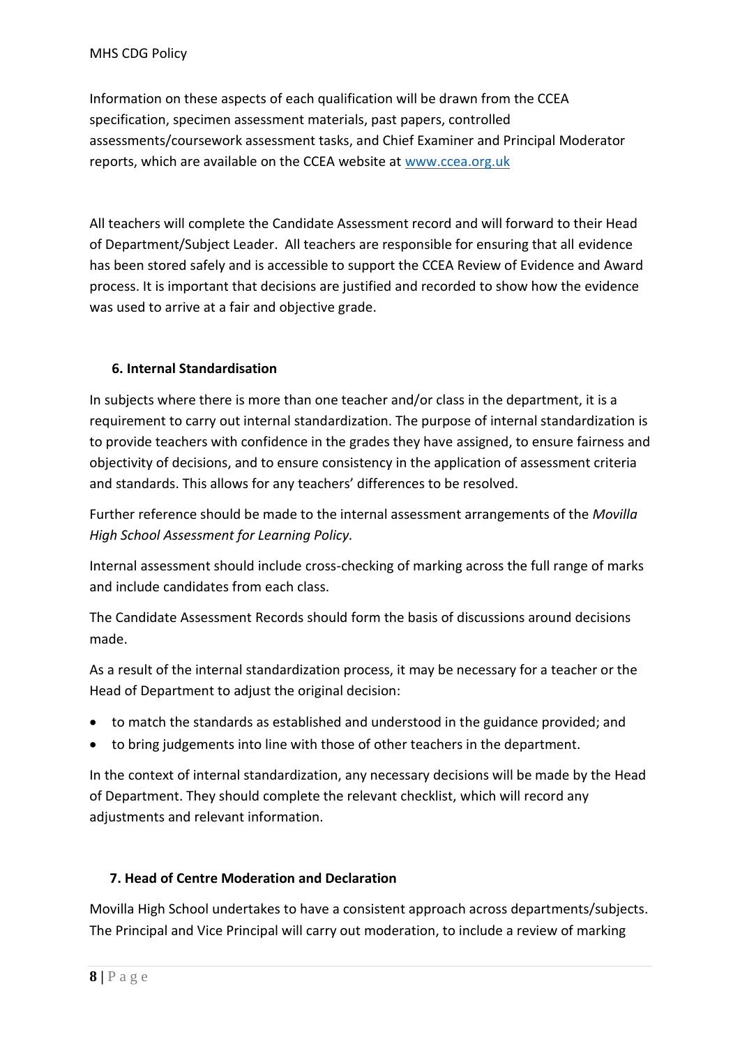Information on these aspects of each qualification will be drawn from the CCEA specification, specimen assessment materials, past papers, controlled assessments/coursework assessment tasks, and Chief Examiner and Principal Moderator reports, which are available on the CCEA website at [www.ccea.org.uk](http://www.ccea.org.uk)

All teachers will complete the Candidate Assessment record and will forward to their Head of Department/Subject Leader. All teachers are responsible for ensuring that all evidence has been stored safely and is accessible to support the CCEA Review of Evidence and Award process. It is important that decisions are justified and recorded to show how the evidence was used to arrive at a fair and objective grade.

### 6. Internal Standardisation

In subjects where there is more than one teacher and/or class in the department, it is a requirement to carry out internal standardization. The purpose of internal standardization is to provide teachers with confidence in the grades they have assigned, to ensure fairness and objectivity of decisions, and to ensure consistency in the application of assessment criteria and standards. This allows for any teachers' differences to be resolved.

Further reference should be made to the internal assessment arrangements of the *Movilla High School Assessment for Learning Policy.*

Internal assessment should include cross-checking of marking across the full range of marks and include candidates from each class.

The Candidate Assessment Records should form the basis of discussions around decisions made.

As a result of the internal standardization process, it may be necessary for a teacher or the Head of Department to adjust the original decision:

- to match the standards as established and understood in the guidance provided; and
- to bring judgements into line with those of other teachers in the department.

In the context of internal standardization, any necessary decisions will be made by the Head of Department. They should complete the relevant checklist, which will record any adjustments and relevant information.

### 7. Head of Centre Moderation and Declaration

Movilla High School undertakes to have a consistent approach across departments/subjects. The Principal and Vice Principal will carry out moderation, to include a review of marking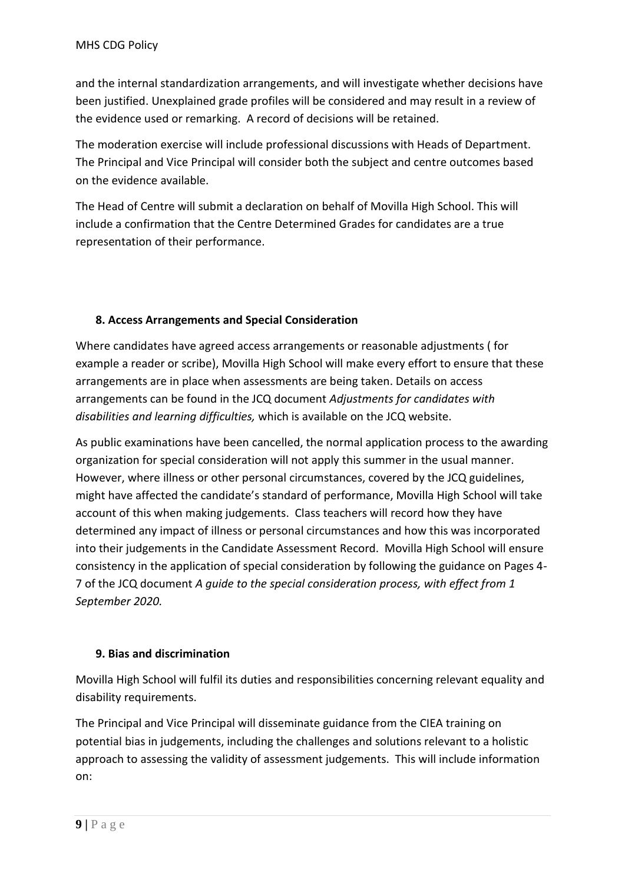and the internal standardization arrangements, and will investigate whether decisions have been justified. Unexplained grade profiles will be considered and may result in a review of the evidence used or remarking. A record of decisions will be retained.

The moderation exercise will include professional discussions with Heads of Department. The Principal and Vice Principal will consider both the subject and centre outcomes based on the evidence available.

The Head of Centre will submit a declaration on behalf of Movilla High School. This will include a confirmation that the Centre Determined Grades for candidates are a true representation of their performance.

### 8. Access Arrangements and Special Consideration

Where candidates have agreed access arrangements or reasonable adjustments ( for example a reader or scribe), Movilla High School will make every effort to ensure that these arrangements are in place when assessments are being taken. Details on access arrangements can be found in the JCQ document *Adjustments for candidates with disabilities and learning difficulties,* which is available on the JCQ website.

As public examinations have been cancelled, the normal application process to the awarding organization for special consideration will not apply this summer in the usual manner. However, where illness or other personal circumstances, covered by the JCQ guidelines, might have affected the candidate's standard of performance, Movilla High School will take account of this when making judgements. Class teachers will record how they have determined any impact of illness or personal circumstances and how this was incorporated into their judgements in the Candidate Assessment Record. Movilla High School will ensure consistency in the application of special consideration by following the guidance on Pages 4-7 of the JCQ document *A guide to the special consideration process, with effect from 1 September 2020.*

### 9. Bias and discrimination

Movilla High School will fulfil its duties and responsibilities concerning relevant equality and disability requirements.

The Principal and Vice Principal will disseminate guidance from the CIEA training on potential bias in judgements, including the challenges and solutions relevant to a holistic approach to assessing the validity of assessment judgements. This will include information on: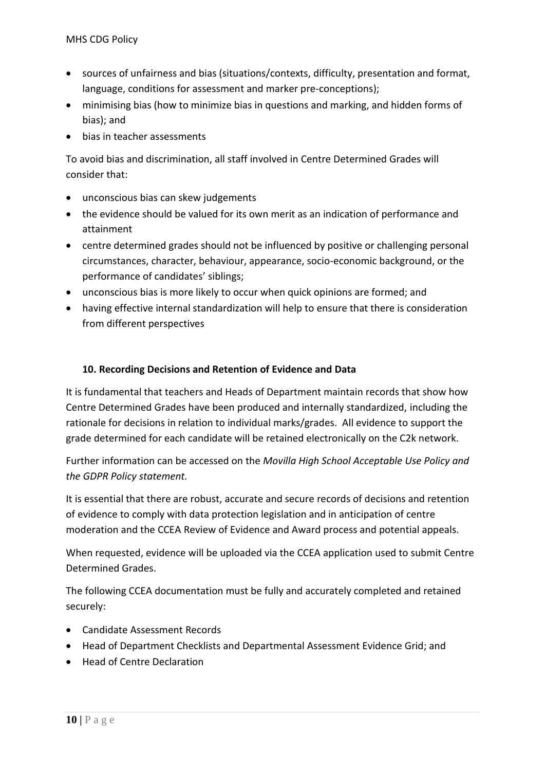- sources of unfairness and bias (situations/contexts, difficulty, presentation and format, language, conditions for assessment and marker pre-conceptions);
- minimising bias (how to minimize bias in questions and marking, and hidden forms of bias); and
- bias in teacher assessments

To avoid bias and discrimination, all staff involved in Centre Determined Grades will consider that:

- unconscious bias can skew judgements
- the evidence should be valued for its own merit as an indication of performance and attainment
- centre determined grades should not be influenced by positive or challenging personal circumstances, character, behaviour, appearance, socio-economic background, or the performance of candidates' siblings;
- unconscious bias is more likely to occur when quick opinions are formed; and
- having effective internal standardization will help to ensure that there is consideration from different perspectives

### 10. Recording Decisions and Retention of Evidence and Data

It is fundamental that teachers and Heads of Department maintain records that show how Centre Determined Grades have been produced and internally standardized, including the rationale for decisions in relation to individual marks/grades. All evidence to support the grade determined for each candidate will be retained electronically on the C2k network.

Further information can be accessed on the *Movilla High School Acceptable Use Policy and the GDPR Policy statement.*

It is essential that there are robust, accurate and secure records of decisions and retention of evidence to comply with data protection legislation and in anticipation of centre moderation and the CCEA Review of Evidence and Award process and potential appeals.

When requested, evidence will be uploaded via the CCEA application used to submit Centre Determined Grades.

The following CCEA documentation must be fully and accurately completed and retained securely:

- Candidate Assessment Records
- Head of Department Checklists and Departmental Assessment Evidence Grid; and
- Head of Centre Declaration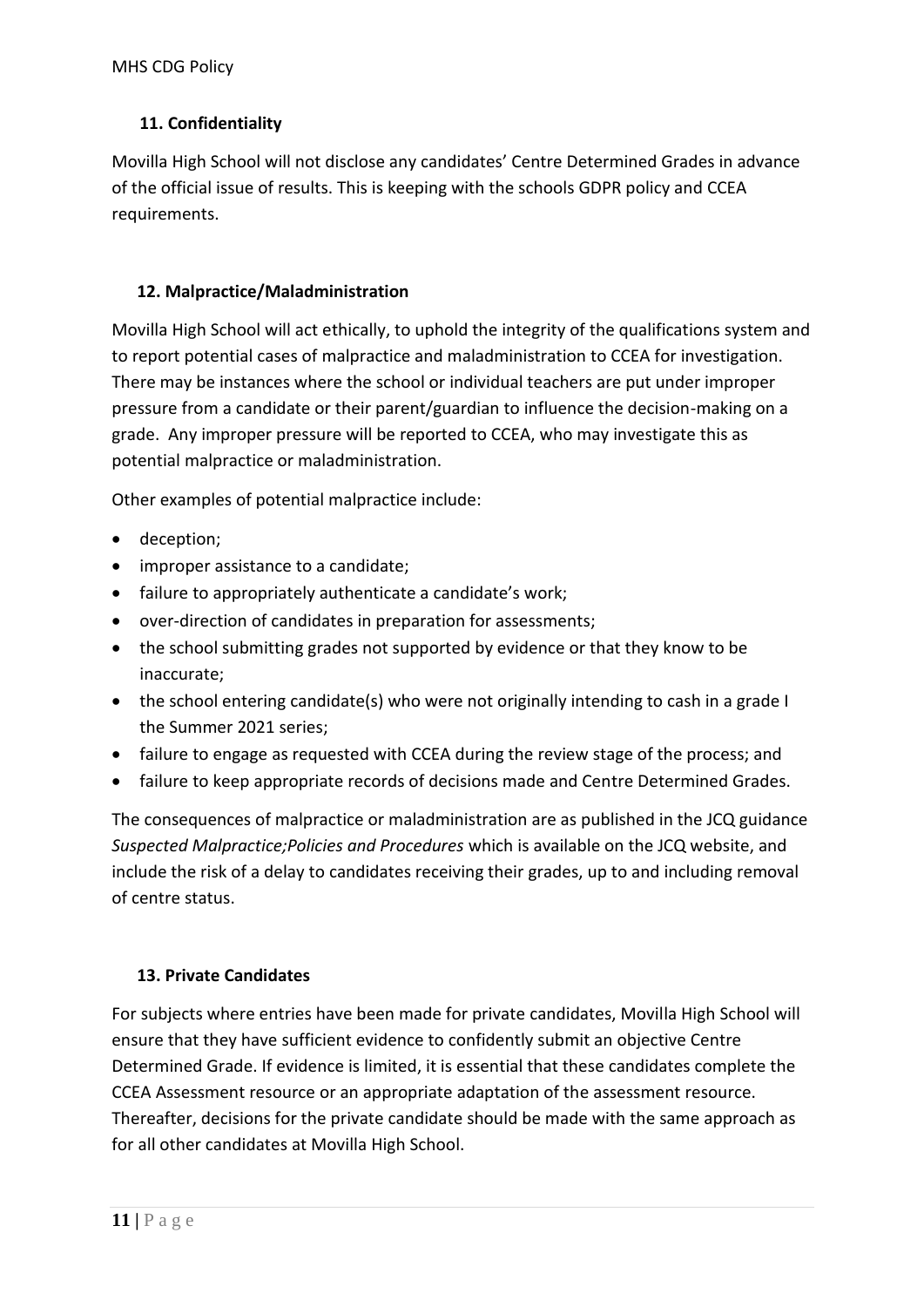## 11. Confidentiality

Movilla High School will not disclose any candidates' Centre Determined Grades in advance of the official issue of results. This is keeping with the schools GDPR policy and CCEA requirements.

## 12. Malpractice/Maladministration

Movilla High School will act ethically, to uphold the integrity of the qualifications system and to report potential cases of malpractice and maladministration to CCEA for investigation. There may be instances where the school or individual teachers are put under improper pressure from a candidate or their parent/guardian to influence the decision-making on a grade. Any improper pressure will be reported to CCEA, who may investigate this as potential malpractice or maladministration.

Other examples of potential malpractice include:

- deception;
- improper assistance to a candidate;
- failure to appropriately authenticate a candidate's work;
- over-direction of candidates in preparation for assessments;
- the school submitting grades not supported by evidence or that they know to be inaccurate;
- the school entering candidate(s) who were not originally intending to cash in a grade I the Summer 2021 series;
- failure to engage as requested with CCEA during the review stage of the process; and
- failure to keep appropriate records of decisions made and Centre Determined Grades.

The consequences of malpractice or maladministration are as published in the JCQ guidance *Suspected Malpractice;Policies and Procedures* which is available on the JCQ website, and include the risk of a delay to candidates receiving their grades, up to and including removal of centre status.

## 13. Private Candidates

For subjects where entries have been made for private candidates, Movilla High School will ensure that they have sufficient evidence to confidently submit an objective Centre Determined Grade. If evidence is limited, it is essential that these candidates complete the CCEA Assessment resource or an appropriate adaptation of the assessment resource. Thereafter, decisions for the private candidate should be made with the same approach as for all other candidates at Movilla High School.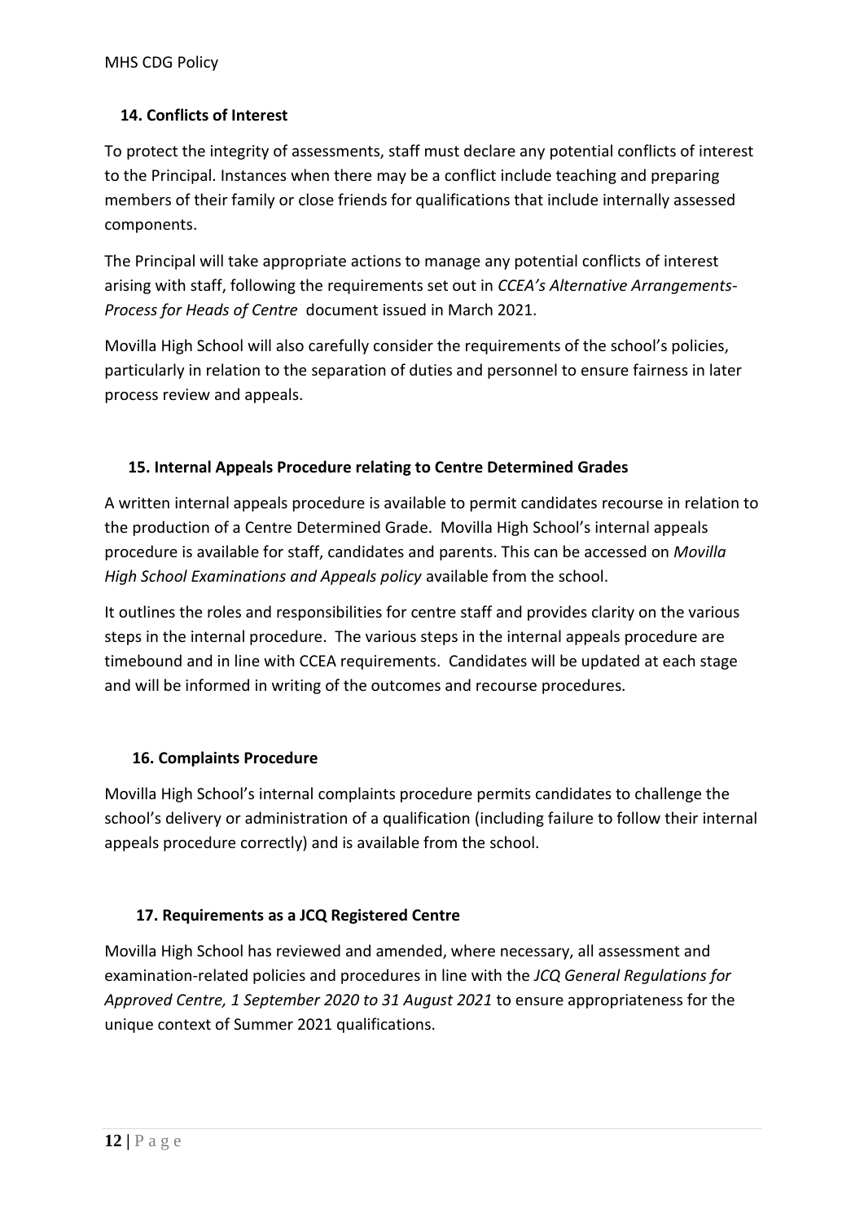## 14. Conflicts of Interest

To protect the integrity of assessments, staff must declare any potential conflicts of interest to the Principal. Instances when there may be a conflict include teaching and preparing members of their family or close friends for qualifications that include internally assessed components.

The Principal will take appropriate actions to manage any potential conflicts of interest arising with staff, following the requirements set out in *CCEA's Alternative Arrangements-Process for Heads of Centre* document issued in March 2021.

Movilla High School will also carefully consider the requirements of the school's policies, particularly in relation to the separation of duties and personnel to ensure fairness in later process review and appeals.

## 15. Internal Appeals Procedure relating to Centre Determined Grades

A written internal appeals procedure is available to permit candidates recourse in relation to the production of a Centre Determined Grade. Movilla High School's internal appeals procedure is available for staff, candidates and parents. This can be accessed on *Movilla High School Examinations and Appeals policy* available from the school.

It outlines the roles and responsibilities for centre staff and provides clarity on the various steps in the internal procedure. The various steps in the internal appeals procedure are timebound and in line with CCEA requirements. Candidates will be updated at each stage and will be informed in writing of the outcomes and recourse procedures.

## 16. Complaints Procedure

Movilla High School's internal complaints procedure permits candidates to challenge the school's delivery or administration of a qualification (including failure to follow their internal appeals procedure correctly) and is available from the school.

## 17. Requirements as a JCQ Registered Centre

Movilla High School has reviewed and amended, where necessary, all assessment and examination-related policies and procedures in line with the *JCQ General Regulations for Approved Centre, 1 September 2020 to 31 August 2021* to ensure appropriateness for the unique context of Summer 2021 qualifications.